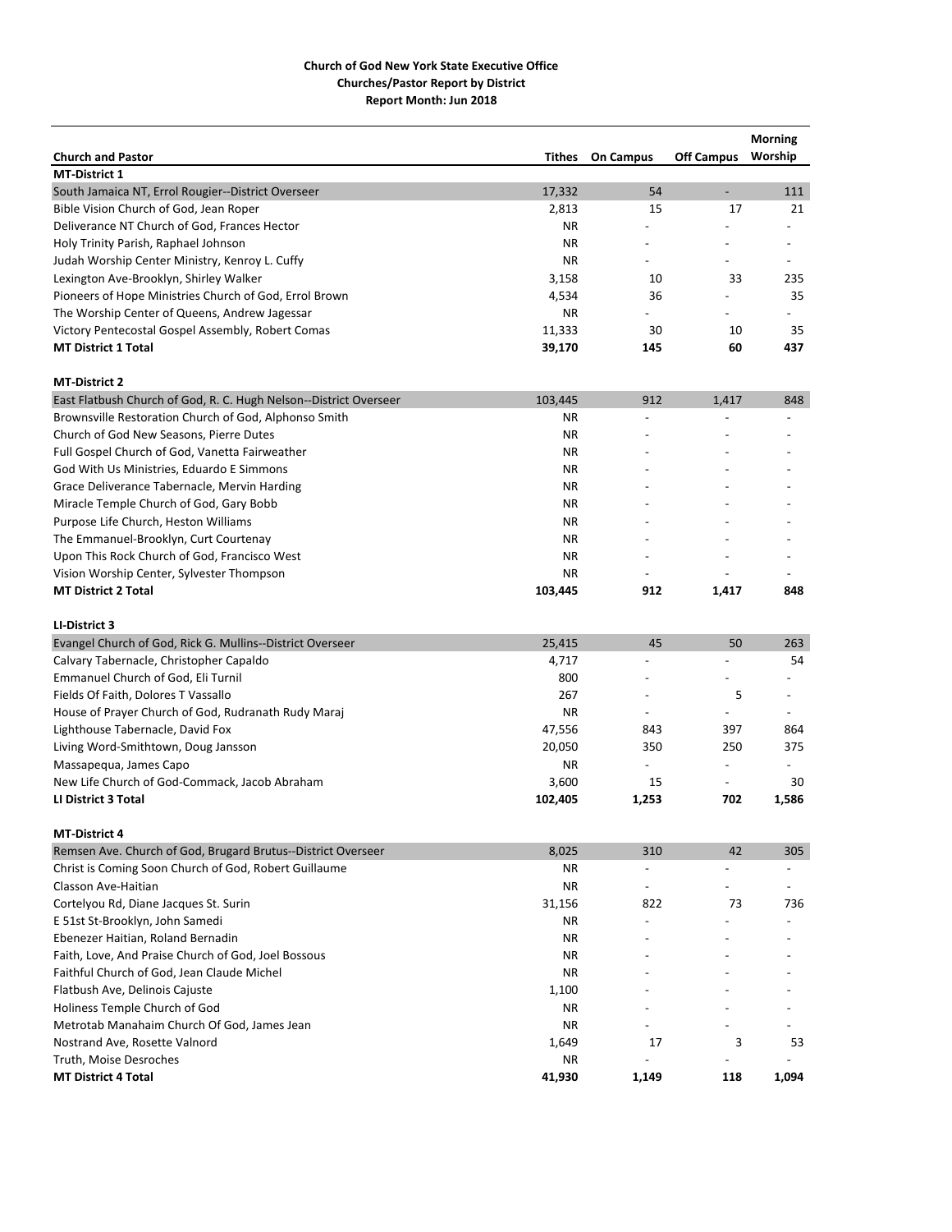**Church of God New York State Executive Office**
**Churches/Pastor Report by District**
**Report Month: Jun 2018**

| Church and Pastor | Tithes | On Campus | Off Campus | Morning Worship |
|---|---|---|---|---|
| **MT-District 1** | | | | |
| South Jamaica NT, Errol Rougier--District Overseer | 17,332 | 54 | - | 111 |
| Bible Vision Church of God, Jean Roper | 2,813 | 15 | 17 | 21 |
| Deliverance NT Church of God, Frances Hector | NR | - | - | - |
| Holy Trinity Parish, Raphael Johnson | NR | - | - | - |
| Judah Worship Center Ministry, Kenroy L. Cuffy | NR | - | - | - |
| Lexington Ave-Brooklyn, Shirley Walker | 3,158 | 10 | 33 | 235 |
| Pioneers of Hope Ministries Church of God, Errol Brown | 4,534 | 36 | - | 35 |
| The Worship Center of Queens, Andrew Jagessar | NR | - | - | - |
| Victory Pentecostal Gospel Assembly, Robert Comas | 11,333 | 30 | 10 | 35 |
| **MT District 1 Total** | **39,170** | **145** | **60** | **437** |
| | | | | |
| **MT-District 2** | | | | |
| East Flatbush Church of God, R. C. Hugh Nelson--District Overseer | 103,445 | 912 | 1,417 | 848 |
| Brownsville Restoration Church of God, Alphonso Smith | NR | - | - | - |
| Church of God New Seasons, Pierre Dutes | NR | - | - | - |
| Full Gospel Church of God, Vanetta Fairweather | NR | - | - | - |
| God With Us Ministries, Eduardo E Simmons | NR | - | - | - |
| Grace Deliverance Tabernacle, Mervin Harding | NR | - | - | - |
| Miracle Temple Church of God, Gary Bobb | NR | - | - | - |
| Purpose Life Church, Heston Williams | NR | - | - | - |
| The Emmanuel-Brooklyn, Curt Courtenay | NR | - | - | - |
| Upon This Rock Church of God, Francisco West | NR | - | - | - |
| Vision Worship Center, Sylvester Thompson | NR | - | - | - |
| **MT District 2 Total** | **103,445** | **912** | **1,417** | **848** |
| | | | | |
| **LI-District 3** | | | | |
| Evangel Church of God, Rick G. Mullins--District Overseer | 25,415 | 45 | 50 | 263 |
| Calvary Tabernacle, Christopher Capaldo | 4,717 | - | - | 54 |
| Emmanuel Church of God, Eli Turnil | 800 | - | - | - |
| Fields Of Faith, Dolores T Vassallo | 267 | - | 5 | - |
| House of Prayer Church of God, Rudranath Rudy Maraj | NR | - | - | - |
| Lighthouse Tabernacle, David Fox | 47,556 | 843 | 397 | 864 |
| Living Word-Smithtown, Doug Jansson | 20,050 | 350 | 250 | 375 |
| Massapequa, James Capo | NR | - | - | - |
| New Life Church of God-Commack, Jacob Abraham | 3,600 | 15 | - | 30 |
| **LI District 3 Total** | **102,405** | **1,253** | **702** | **1,586** |
| | | | | |
| **MT-District 4** | | | | |
| Remsen Ave. Church of God, Brugard Brutus--District Overseer | 8,025 | 310 | 42 | 305 |
| Christ is Coming Soon Church of God, Robert Guillaume | NR | - | - | - |
| Classon Ave-Haitian | NR | - | - | - |
| Cortelyou Rd, Diane Jacques St. Surin | 31,156 | 822 | 73 | 736 |
| E 51st St-Brooklyn, John Samedi | NR | - | - | - |
| Ebenezer Haitian, Roland Bernadin | NR | - | - | - |
| Faith, Love, And Praise Church of God, Joel Bossous | NR | - | - | - |
| Faithful Church of God, Jean Claude Michel | NR | - | - | - |
| Flatbush Ave, Delinois Cajuste | 1,100 | - | - | - |
| Holiness Temple Church of God | NR | - | - | - |
| Metrotab Manahaim Church Of God, James Jean | NR | - | - | - |
| Nostrand Ave, Rosette Valnord | 1,649 | 17 | 3 | 53 |
| Truth, Moise Desroches | NR | - | - | - |
| **MT District 4 Total** | **41,930** | **1,149** | **118** | **1,094** |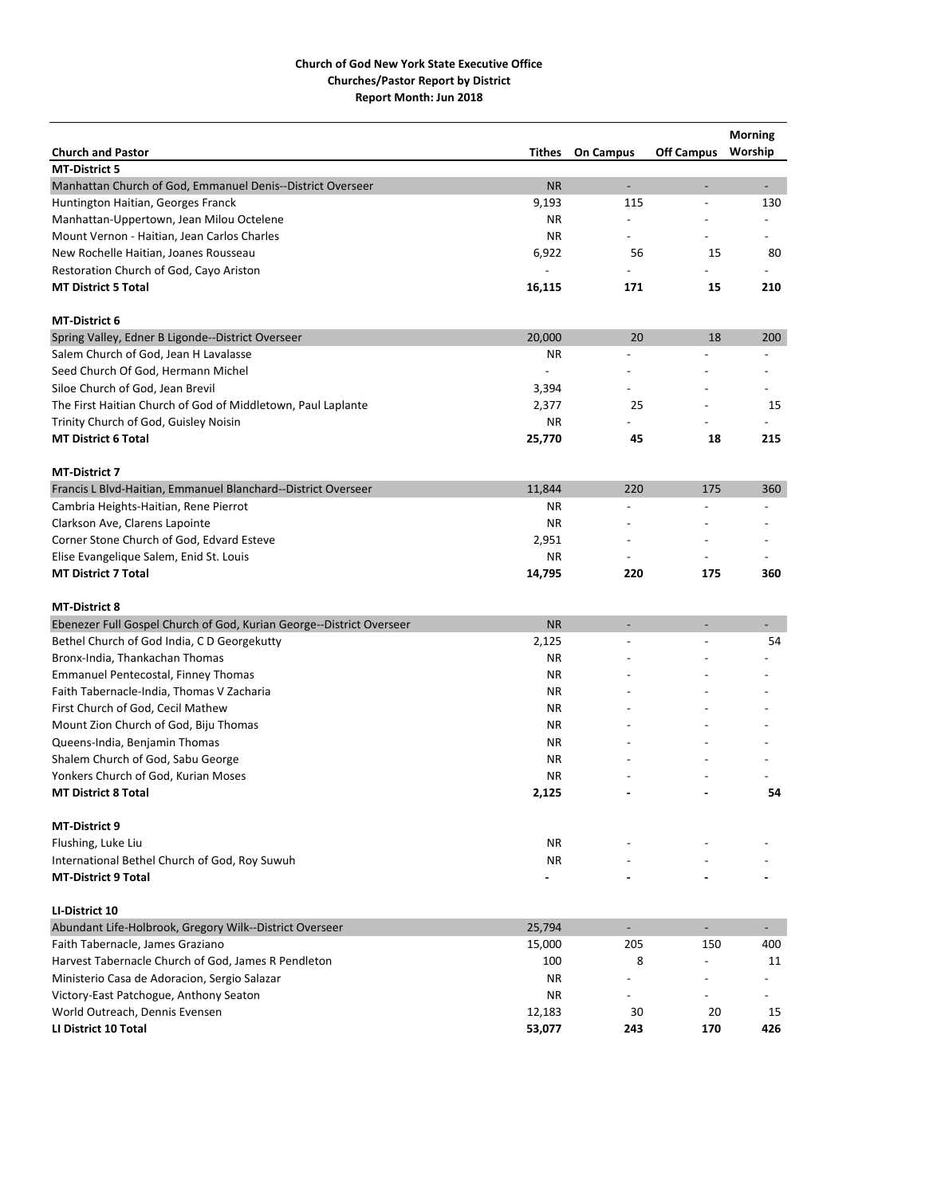**Church of God New York State Executive Office**
**Churches/Pastor Report by District**
**Report Month: Jun 2018**

| Church and Pastor | Tithes | On Campus | Off Campus | Morning Worship |
|---|---|---|---|---|
| **MT-District 5** | | | | |
| Manhattan Church of God, Emmanuel Denis--District Overseer | NR | - | - | - |
| Huntington Haitian, Georges Franck | 9,193 | 115 | - | 130 |
| Manhattan-Uppertown, Jean Milou Octelene | NR | - | - | - |
| Mount Vernon - Haitian, Jean Carlos Charles | NR | - | - | - |
| New Rochelle Haitian, Joanes Rousseau | 6,922 | 56 | 15 | 80 |
| Restoration Church of God, Cayo Ariston | - | - | - | - |
| **MT District 5 Total** | **16,115** | **171** | **15** | **210** |
| | | | | |
| **MT-District 6** | | | | |
| Spring Valley, Edner B Ligonde--District Overseer | 20,000 | 20 | 18 | 200 |
| Salem Church of God, Jean H Lavalasse | NR | - | - | - |
| Seed Church Of God, Hermann Michel | - | - | - | - |
| Siloe Church of God, Jean Brevil | 3,394 | - | - | - |
| The First Haitian Church of God of Middletown, Paul Laplante | 2,377 | 25 | - | 15 |
| Trinity Church of God, Guisley Noisin | NR | - | - | - |
| **MT District 6 Total** | **25,770** | **45** | **18** | **215** |
| | | | | |
| **MT-District 7** | | | | |
| Francis L Blvd-Haitian, Emmanuel Blanchard--District Overseer | 11,844 | 220 | 175 | 360 |
| Cambria Heights-Haitian, Rene Pierrot | NR | - | - | - |
| Clarkson Ave, Clarens Lapointe | NR | - | - | - |
| Corner Stone Church of God, Edvard Esteve | 2,951 | - | - | - |
| Elise Evangelique Salem, Enid St. Louis | NR | - | - | - |
| **MT District 7 Total** | **14,795** | **220** | **175** | **360** |
| | | | | |
| **MT-District 8** | | | | |
| Ebenezer Full Gospel Church of God, Kurian George--District Overseer | NR | - | - | - |
| Bethel Church of God India, C D Georgekutty | 2,125 | - | - | 54 |
| Bronx-India, Thankachan Thomas | NR | - | - | - |
| Emmanuel Pentecostal, Finney Thomas | NR | - | - | - |
| Faith Tabernacle-India, Thomas V Zacharia | NR | - | - | - |
| First Church of God, Cecil Mathew | NR | - | - | - |
| Mount Zion Church of God, Biju Thomas | NR | - | - | - |
| Queens-India, Benjamin Thomas | NR | - | - | - |
| Shalem Church of God, Sabu George | NR | - | - | - |
| Yonkers Church of God, Kurian Moses | NR | - | - | - |
| **MT District 8 Total** | **2,125** | **-** | **-** | **54** |
| | | | | |
| **MT-District 9** | | | | |
| Flushing, Luke Liu | NR | - | - | - |
| International Bethel Church of God, Roy Suwuh | NR | - | - | - |
| **MT-District 9 Total** | **-** | **-** | **-** | **-** |
| | | | | |
| **LI-District 10** | | | | |
| Abundant Life-Holbrook, Gregory Wilk--District Overseer | 25,794 | - | - | - |
| Faith Tabernacle, James Graziano | 15,000 | 205 | 150 | 400 |
| Harvest Tabernacle Church of God, James R Pendleton | 100 | 8 | - | 11 |
| Ministerio Casa de Adoracion, Sergio Salazar | NR | - | - | - |
| Victory-East Patchogue, Anthony Seaton | NR | - | - | - |
| World Outreach, Dennis Evensen | 12,183 | 30 | 20 | 15 |
| **LI District 10 Total** | **53,077** | **243** | **170** | **426** |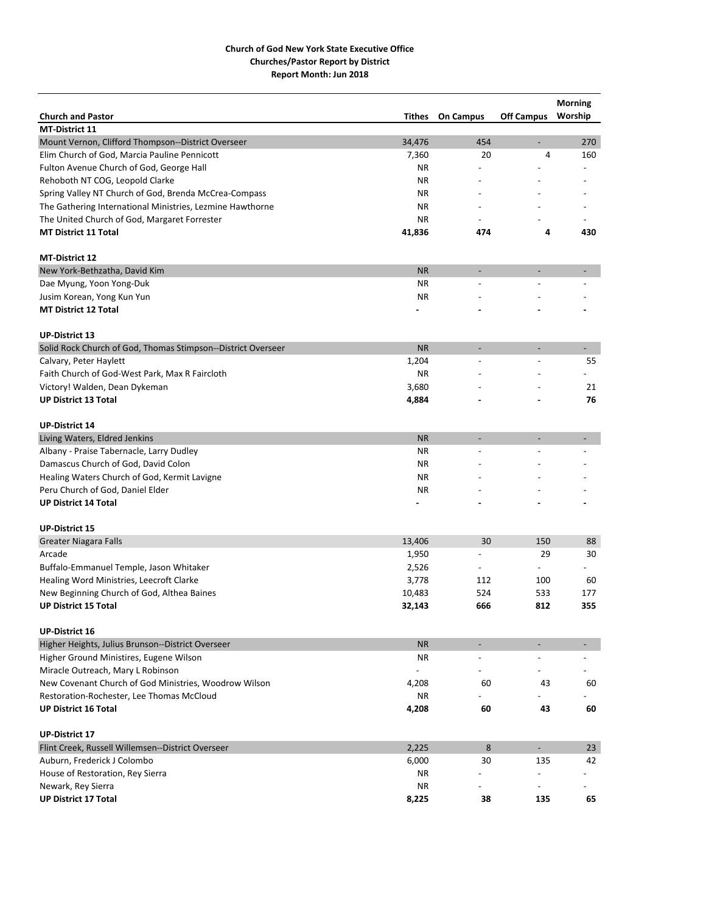**Church of God New York State Executive Office**
**Churches/Pastor Report by District**
**Report Month: Jun 2018**

| Church and Pastor | Tithes | On Campus | Off Campus | Morning Worship |
|---|---|---|---|---|
| **MT-District 11** | | | | |
| Mount Vernon, Clifford Thompson--District Overseer | 34,476 | 454 | - | 270 |
| Elim Church of God, Marcia Pauline Pennicott | 7,360 | 20 | 4 | 160 |
| Fulton Avenue Church of God, George Hall | NR | - | - | - |
| Rehoboth NT COG, Leopold Clarke | NR | - | - | - |
| Spring Valley NT Church of God, Brenda McCrea-Compass | NR | - | - | - |
| The Gathering International Ministries, Lezmine Hawthorne | NR | - | - | - |
| The United Church of God, Margaret Forrester | NR | - | - | - |
| **MT District 11 Total** | **41,836** | **474** | **4** | **430** |
| | | | | |
| **MT-District 12** | | | | |
| New York-Bethzatha, David Kim | NR | - | - | - |
| Dae Myung, Yoon Yong-Duk | NR | - | - | - |
| Jusim Korean, Yong Kun Yun | NR | - | - | - |
| **MT District 12 Total** | **-** | **-** | **-** | **-** |
| | | | | |
| **UP-District 13** | | | | |
| Solid Rock Church of God, Thomas Stimpson--District Overseer | NR | - | - | - |
| Calvary, Peter Haylett | 1,204 | - | - | 55 |
| Faith Church of God-West Park, Max R Faircloth | NR | - | - | - |
| Victory! Walden, Dean Dykeman | 3,680 | - | - | 21 |
| **UP District 13 Total** | **4,884** | **-** | **-** | **76** |
| | | | | |
| **UP-District 14** | | | | |
| Living Waters, Eldred Jenkins | NR | - | - | - |
| Albany - Praise Tabernacle, Larry Dudley | NR | - | - | - |
| Damascus Church of God, David Colon | NR | - | - | - |
| Healing Waters Church of God, Kermit Lavigne | NR | - | - | - |
| Peru Church of God, Daniel Elder | NR | - | - | - |
| **UP District 14 Total** | **-** | **-** | **-** | **-** |
| | | | | |
| **UP-District 15** | | | | |
| Greater Niagara Falls | 13,406 | 30 | 150 | 88 |
| Arcade | 1,950 | - | 29 | 30 |
| Buffalo-Emmanuel Temple, Jason Whitaker | 2,526 | - | - | - |
| Healing Word Ministries, Leecroft Clarke | 3,778 | 112 | 100 | 60 |
| New Beginning Church of God, Althea Baines | 10,483 | 524 | 533 | 177 |
| **UP District 15 Total** | **32,143** | **666** | **812** | **355** |
| | | | | |
| **UP-District 16** | | | | |
| Higher Heights, Julius Brunson--District Overseer | NR | - | - | - |
| Higher Ground Ministires, Eugene Wilson | NR | - | - | - |
| Miracle Outreach, Mary L Robinson | - | - | - | - |
| New Covenant Church of God Ministries, Woodrow Wilson | 4,208 | 60 | 43 | 60 |
| Restoration-Rochester, Lee Thomas McCloud | NR | - | - | - |
| **UP District 16 Total** | **4,208** | **60** | **43** | **60** |
| | | | | |
| **UP-District 17** | | | | |
| Flint Creek, Russell Willemsen--District Overseer | 2,225 | 8 | - | 23 |
| Auburn, Frederick J Colombo | 6,000 | 30 | 135 | 42 |
| House of Restoration, Rey Sierra | NR | - | - | - |
| Newark, Rey Sierra | NR | - | - | - |
| **UP District 17 Total** | **8,225** | **38** | **135** | **65** |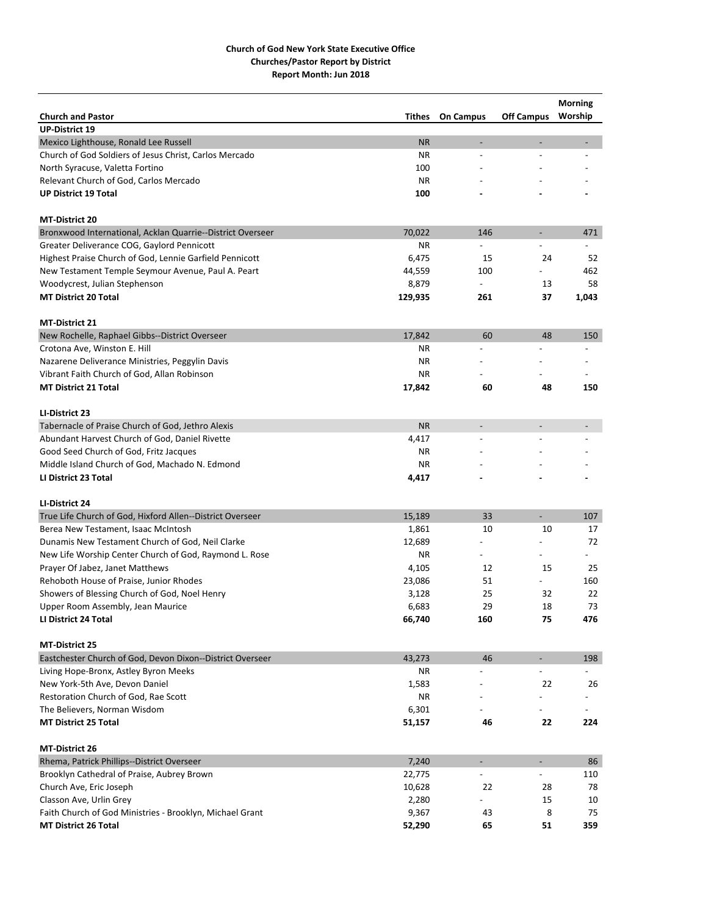**Church of God New York State Executive Office**
**Churches/Pastor Report by District**
**Report Month: Jun 2018**

| Church and Pastor | Tithes | On Campus | Off Campus | Morning Worship |
|---|---|---|---|---|
| **UP-District 19** | | | | |
| Mexico Lighthouse, Ronald Lee Russell | NR | - | - | - |
| Church of God Soldiers of Jesus Christ, Carlos Mercado | NR | - | - | - |
| North Syracuse, Valetta Fortino | 100 | - | - | - |
| Relevant Church of God, Carlos Mercado | NR | - | - | - |
| **UP District 19 Total** | **100** | **-** | **-** | **-** |
| | | | | |
| **MT-District 20** | | | | |
| Bronxwood International, Acklan Quarrie--District Overseer | 70,022 | 146 | - | 471 |
| Greater Deliverance COG, Gaylord Pennicott | NR | - | - | - |
| Highest Praise Church of God, Lennie Garfield Pennicott | 6,475 | 15 | 24 | 52 |
| New Testament Temple Seymour Avenue, Paul A. Peart | 44,559 | 100 | - | 462 |
| Woodycrest, Julian Stephenson | 8,879 | - | 13 | 58 |
| **MT District 20 Total** | **129,935** | **261** | **37** | **1,043** |
| | | | | |
| **MT-District 21** | | | | |
| New Rochelle, Raphael Gibbs--District Overseer | 17,842 | 60 | 48 | 150 |
| Crotona Ave, Winston E. Hill | NR | - | - | - |
| Nazarene Deliverance Ministries, Peggylin Davis | NR | - | - | - |
| Vibrant Faith Church of God, Allan Robinson | NR | - | - | - |
| **MT District 21 Total** | **17,842** | **60** | **48** | **150** |
| | | | | |
| **LI-District 23** | | | | |
| Tabernacle of Praise Church of God, Jethro Alexis | NR | - | - | - |
| Abundant Harvest Church of God, Daniel Rivette | 4,417 | - | - | - |
| Good Seed Church of God, Fritz Jacques | NR | - | - | - |
| Middle Island Church of God, Machado N. Edmond | NR | - | - | - |
| **LI District 23 Total** | **4,417** | **-** | **-** | **-** |
| | | | | |
| **LI-District 24** | | | | |
| True Life Church of God, Hixford Allen--District Overseer | 15,189 | 33 | - | 107 |
| Berea New Testament, Isaac McIntosh | 1,861 | 10 | 10 | 17 |
| Dunamis New Testament Church of God, Neil Clarke | 12,689 | - | - | 72 |
| New Life Worship Center Church of God, Raymond L. Rose | NR | - | - | - |
| Prayer Of Jabez, Janet Matthews | 4,105 | 12 | 15 | 25 |
| Rehoboth House of Praise, Junior Rhodes | 23,086 | 51 | - | 160 |
| Showers of Blessing Church of God, Noel Henry | 3,128 | 25 | 32 | 22 |
| Upper Room Assembly, Jean Maurice | 6,683 | 29 | 18 | 73 |
| **LI District 24 Total** | **66,740** | **160** | **75** | **476** |
| | | | | |
| **MT-District 25** | | | | |
| Eastchester Church of God, Devon Dixon--District Overseer | 43,273 | 46 | - | 198 |
| Living Hope-Bronx, Astley Byron Meeks | NR | - | - | - |
| New York-5th Ave, Devon Daniel | 1,583 | - | 22 | 26 |
| Restoration Church of God, Rae Scott | NR | - | - | - |
| The Believers, Norman Wisdom | 6,301 | - | - | - |
| **MT District 25 Total** | **51,157** | **46** | **22** | **224** |
| | | | | |
| **MT-District 26** | | | | |
| Rhema, Patrick Phillips--District Overseer | 7,240 | - | - | 86 |
| Brooklyn Cathedral of Praise, Aubrey Brown | 22,775 | - | - | 110 |
| Church Ave, Eric Joseph | 10,628 | 22 | 28 | 78 |
| Classon Ave, Urlin Grey | 2,280 | - | 15 | 10 |
| Faith Church of God Ministries - Brooklyn, Michael Grant | 9,367 | 43 | 8 | 75 |
| **MT District 26 Total** | **52,290** | **65** | **51** | **359** |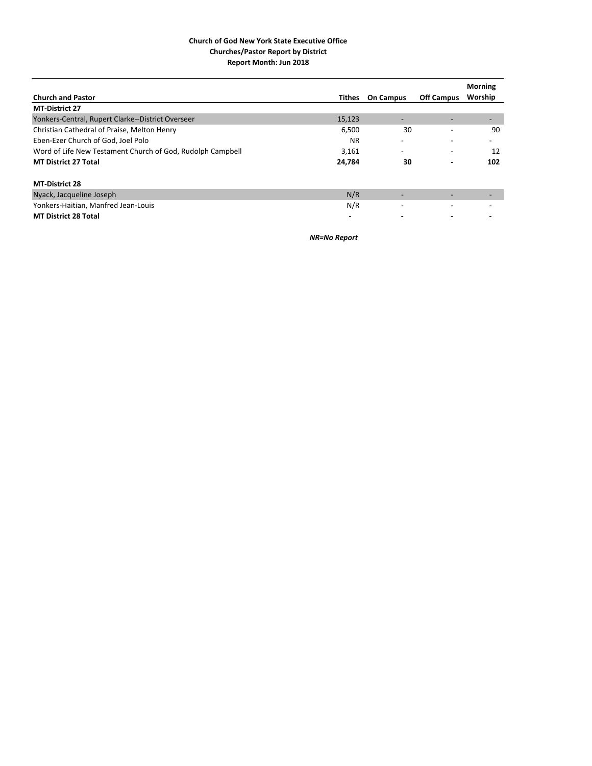**Church of God New York State Executive Office**
**Churches/Pastor Report by District**
**Report Month: Jun 2018**

| Church and Pastor | Tithes | On Campus | Off Campus | Morning Worship |
|---|---|---|---|---|
| **MT-District 27** | | | | |
| Yonkers-Central, Rupert Clarke--District Overseer | 15,123 | - | - | - |
| Christian Cathedral of Praise, Melton Henry | 6,500 | 30 | - | 90 |
| Eben-Ezer Church of God, Joel Polo | NR | - | - | - |
| Word of Life New Testament Church of God, Rudolph Campbell | 3,161 | - | - | 12 |
| **MT District 27 Total** | **24,784** | **30** | **-** | **102** |
| | | | | |
| **MT-District 28** | | | | |
| Nyack, Jacqueline Joseph | N/R | - | - | - |
| Yonkers-Haitian, Manfred Jean-Louis | N/R | - | - | - |
| **MT District 28 Total** | **-** | **-** | **-** | **-** |

***NR=No Report***